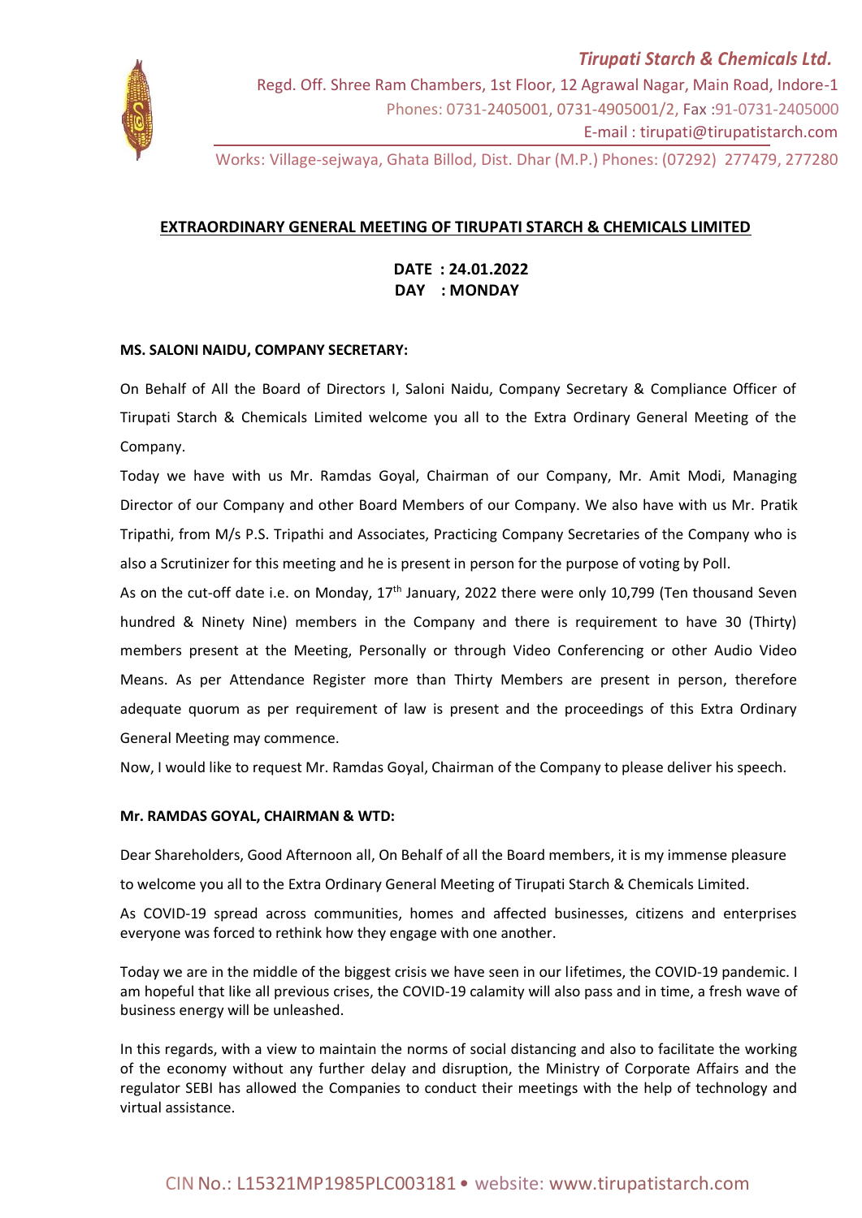*Tirupati Starch & Chemicals Ltd.*

Regd. Off. Shree Ram Chambers, 1st Floor, 12 Agrawal Nagar, Main Road, Indore-1
Phones: 0731-2405001, 0731-4905001/2, Fax :91-0731-2405000
E-mail : tirupati@tirupatistarch.com

Works: Village-sejwaya, Ghata Billod, Dist. Dhar (M.P.) Phones: (07292) 277479, 277280

## EXTRAORDINARY GENERAL MEETING OF TIRUPATI STARCH & CHEMICALS LIMITED

**DATE : 24.01.2022**
**DAY : MONDAY**

**MS. SALONI NAIDU, COMPANY SECRETARY:**

On Behalf of All the Board of Directors I, Saloni Naidu, Company Secretary & Compliance Officer of Tirupati Starch & Chemicals Limited welcome you all to the Extra Ordinary General Meeting of the Company.

Today we have with us Mr. Ramdas Goyal, Chairman of our Company, Mr. Amit Modi, Managing Director of our Company and other Board Members of our Company. We also have with us Mr. Pratik Tripathi, from M/s P.S. Tripathi and Associates, Practicing Company Secretaries of the Company who is also a Scrutinizer for this meeting and he is present in person for the purpose of voting by Poll.

As on the cut-off date i.e. on Monday, 17th January, 2022 there were only 10,799 (Ten thousand Seven hundred & Ninety Nine) members in the Company and there is requirement to have 30 (Thirty) members present at the Meeting, Personally or through Video Conferencing or other Audio Video Means. As per Attendance Register more than Thirty Members are present in person, therefore adequate quorum as per requirement of law is present and the proceedings of this Extra Ordinary General Meeting may commence.

Now, I would like to request Mr. Ramdas Goyal, Chairman of the Company to please deliver his speech.

**Mr. RAMDAS GOYAL, CHAIRMAN & WTD:**

Dear Shareholders, Good Afternoon all, On Behalf of all the Board members, it is my immense pleasure to welcome you all to the Extra Ordinary General Meeting of Tirupati Starch & Chemicals Limited.

As COVID-19 spread across communities, homes and affected businesses, citizens and enterprises everyone was forced to rethink how they engage with one another.

Today we are in the middle of the biggest crisis we have seen in our lifetimes, the COVID-19 pandemic. I am hopeful that like all previous crises, the COVID-19 calamity will also pass and in time, a fresh wave of business energy will be unleashed.

In this regards, with a view to maintain the norms of social distancing and also to facilitate the working of the economy without any further delay and disruption, the Ministry of Corporate Affairs and the regulator SEBI has allowed the Companies to conduct their meetings with the help of technology and virtual assistance.

CIN No.: L15321MP1985PLC003181 • website: www.tirupatistarch.com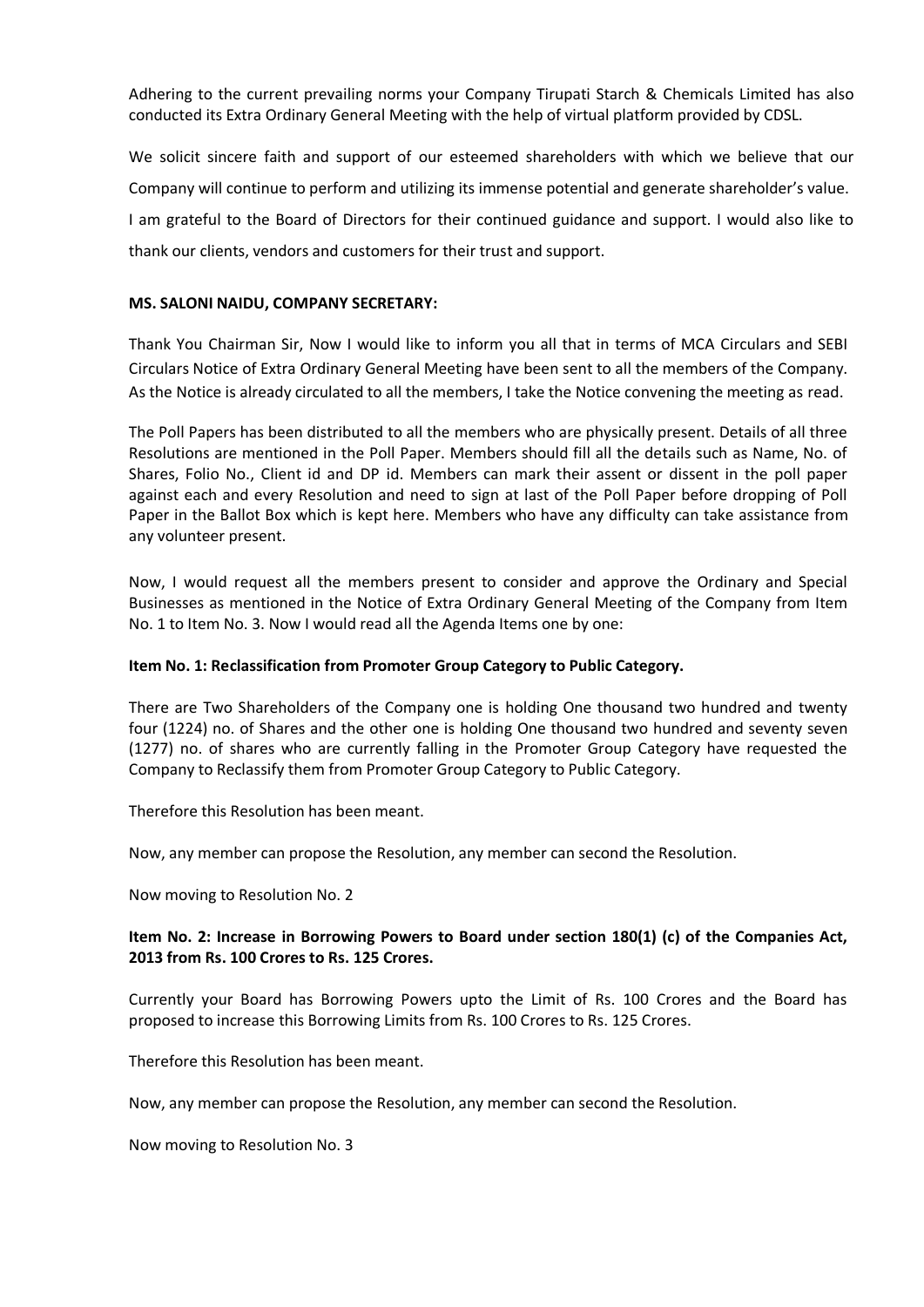Adhering to the current prevailing norms your Company Tirupati Starch & Chemicals Limited has also conducted its Extra Ordinary General Meeting with the help of virtual platform provided by CDSL.

We solicit sincere faith and support of our esteemed shareholders with which we believe that our Company will continue to perform and utilizing its immense potential and generate shareholder's value. I am grateful to the Board of Directors for their continued guidance and support. I would also like to thank our clients, vendors and customers for their trust and support.

**MS. SALONI NAIDU, COMPANY SECRETARY:**

Thank You Chairman Sir, Now I would like to inform you all that in terms of MCA Circulars and SEBI Circulars Notice of Extra Ordinary General Meeting have been sent to all the members of the Company. As the Notice is already circulated to all the members, I take the Notice convening the meeting as read.

The Poll Papers has been distributed to all the members who are physically present. Details of all three Resolutions are mentioned in the Poll Paper. Members should fill all the details such as Name, No. of Shares, Folio No., Client id and DP id. Members can mark their assent or dissent in the poll paper against each and every Resolution and need to sign at last of the Poll Paper before dropping of Poll Paper in the Ballot Box which is kept here. Members who have any difficulty can take assistance from any volunteer present.

Now, I would request all the members present to consider and approve the Ordinary and Special Businesses as mentioned in the Notice of Extra Ordinary General Meeting of the Company from Item No. 1 to Item No. 3. Now I would read all the Agenda Items one by one:

**Item No. 1: Reclassification from Promoter Group Category to Public Category.**

There are Two Shareholders of the Company one is holding One thousand two hundred and twenty four (1224) no. of Shares and the other one is holding One thousand two hundred and seventy seven (1277) no. of shares who are currently falling in the Promoter Group Category have requested the Company to Reclassify them from Promoter Group Category to Public Category.

Therefore this Resolution has been meant.

Now, any member can propose the Resolution, any member can second the Resolution.

Now moving to Resolution No. 2

**Item No. 2: Increase in Borrowing Powers to Board under section 180(1) (c) of the Companies Act, 2013 from Rs. 100 Crores to Rs. 125 Crores.**

Currently your Board has Borrowing Powers upto the Limit of Rs. 100 Crores and the Board has proposed to increase this Borrowing Limits from Rs. 100 Crores to Rs. 125 Crores.

Therefore this Resolution has been meant.

Now, any member can propose the Resolution, any member can second the Resolution.

Now moving to Resolution No. 3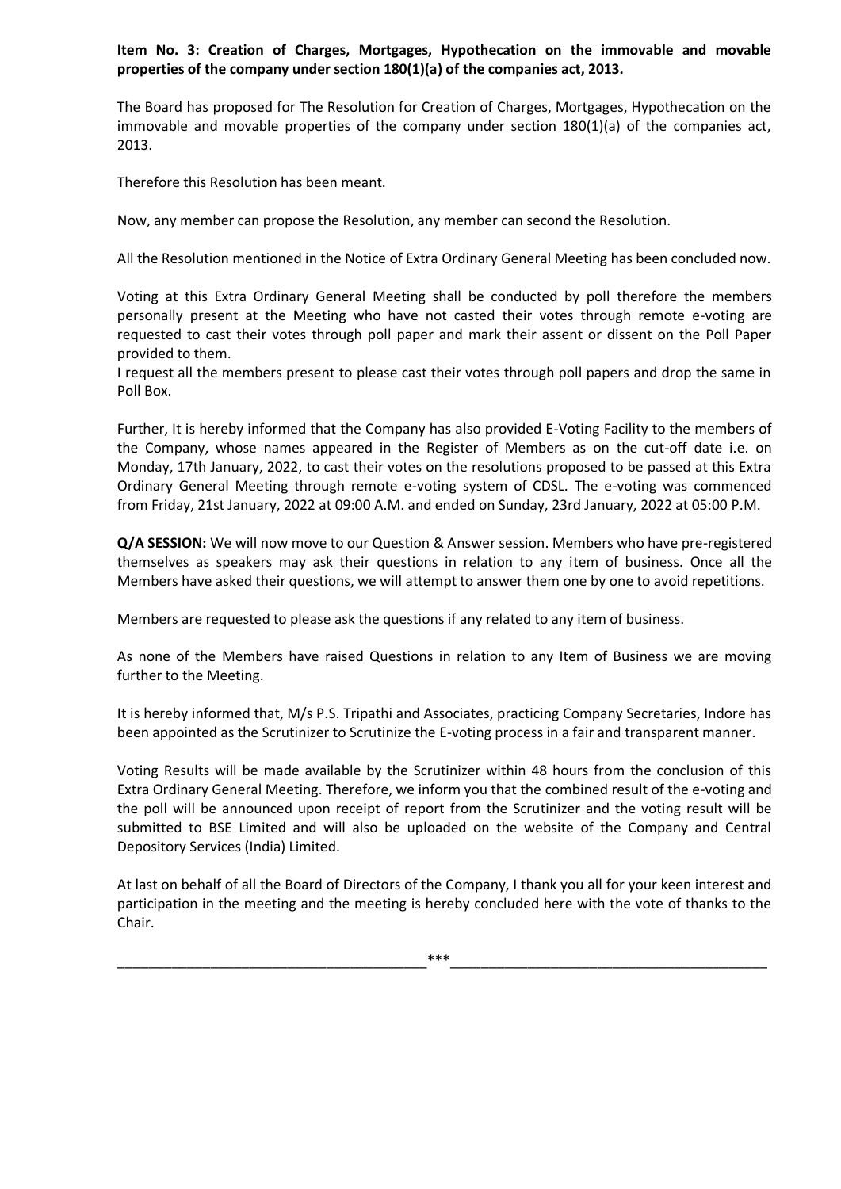**Item No. 3: Creation of Charges, Mortgages, Hypothecation on the immovable and movable properties of the company under section 180(1)(a) of the companies act, 2013.**

The Board has proposed for The Resolution for Creation of Charges, Mortgages, Hypothecation on the immovable and movable properties of the company under section 180(1)(a) of the companies act, 2013.

Therefore this Resolution has been meant.

Now, any member can propose the Resolution, any member can second the Resolution.

All the Resolution mentioned in the Notice of Extra Ordinary General Meeting has been concluded now.

Voting at this Extra Ordinary General Meeting shall be conducted by poll therefore the members personally present at the Meeting who have not casted their votes through remote e-voting are requested to cast their votes through poll paper and mark their assent or dissent on the Poll Paper provided to them.
I request all the members present to please cast their votes through poll papers and drop the same in Poll Box.

Further, It is hereby informed that the Company has also provided E-Voting Facility to the members of the Company, whose names appeared in the Register of Members as on the cut-off date i.e. on Monday, 17th January, 2022, to cast their votes on the resolutions proposed to be passed at this Extra Ordinary General Meeting through remote e-voting system of CDSL. The e-voting was commenced from Friday, 21st January, 2022 at 09:00 A.M. and ended on Sunday, 23rd January, 2022 at 05:00 P.M.

**Q/A SESSION:** We will now move to our Question & Answer session. Members who have pre-registered themselves as speakers may ask their questions in relation to any item of business. Once all the Members have asked their questions, we will attempt to answer them one by one to avoid repetitions.

Members are requested to please ask the questions if any related to any item of business.

As none of the Members have raised Questions in relation to any Item of Business we are moving further to the Meeting.

It is hereby informed that, M/s P.S. Tripathi and Associates, practicing Company Secretaries, Indore has been appointed as the Scrutinizer to Scrutinize the E-voting process in a fair and transparent manner.

Voting Results will be made available by the Scrutinizer within 48 hours from the conclusion of this Extra Ordinary General Meeting. Therefore, we inform you that the combined result of the e-voting and the poll will be announced upon receipt of report from the Scrutinizer and the voting result will be submitted to BSE Limited and will also be uploaded on the website of the Company and Central Depository Services (India) Limited.

At last on behalf of all the Board of Directors of the Company, I thank you all for your keen interest and participation in the meeting and the meeting is hereby concluded here with the vote of thanks to the Chair.

\*\*\*